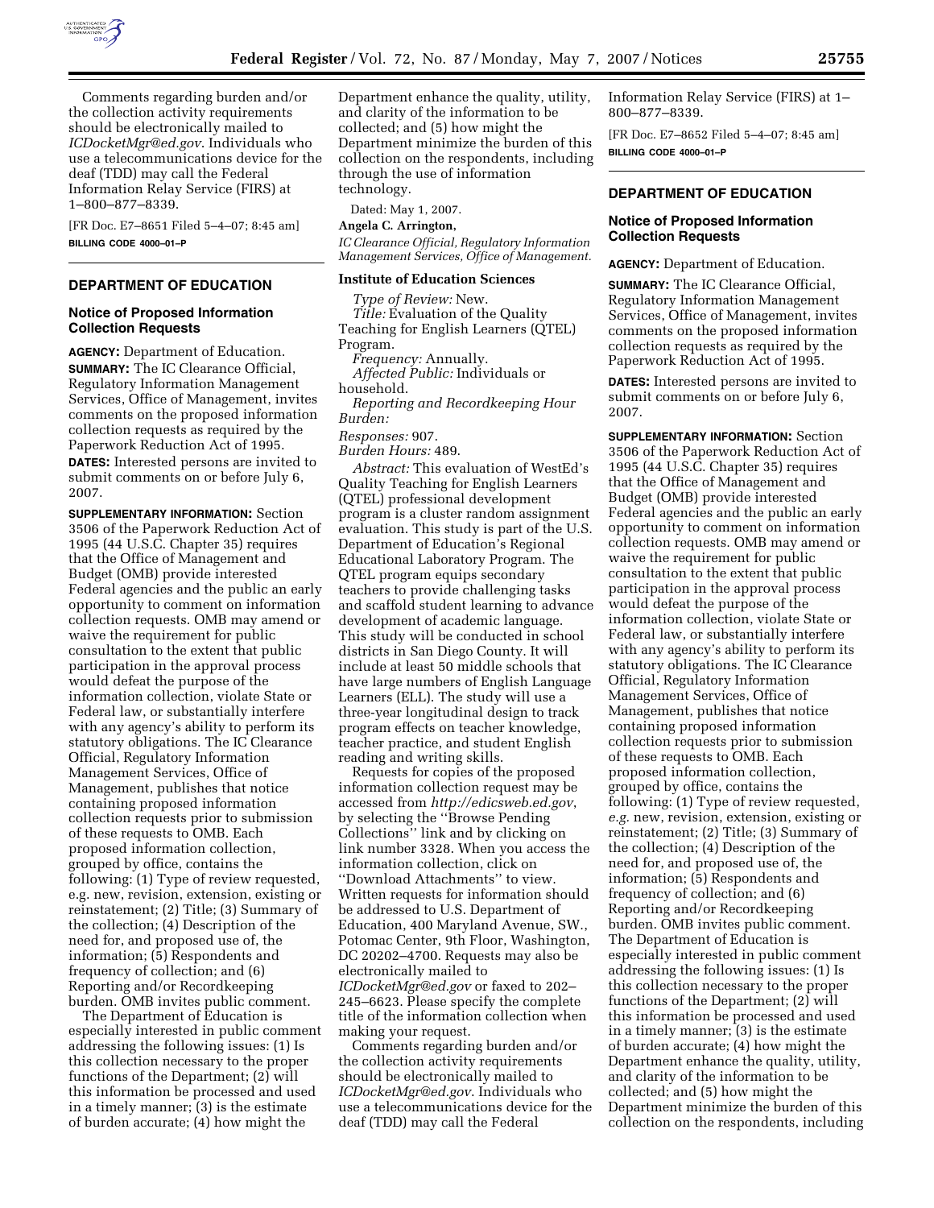Comments regarding burden and/or the collection activity requirements should be electronically mailed to *ICDocketMgr@ed.gov*. Individuals who use a telecommunications device for the deaf (TDD) may call the Federal Information Relay Service (FIRS) at 1–800–877–8339.

[FR Doc. E7–8651 Filed 5–4–07; 8:45 am]

**BILLING CODE 4000–01–P**

## DEPARTMENT OF EDUCATION

### Notice of Proposed Information Collection Requests

**AGENCY:** Department of Education.

**SUMMARY:** The IC Clearance Official, Regulatory Information Management Services, Office of Management, invites comments on the proposed information collection requests as required by the Paperwork Reduction Act of 1995.

**DATES:** Interested persons are invited to submit comments on or before July 6, 2007.

**SUPPLEMENTARY INFORMATION:** Section 3506 of the Paperwork Reduction Act of 1995 (44 U.S.C. Chapter 35) requires that the Office of Management and Budget (OMB) provide interested Federal agencies and the public an early opportunity to comment on information collection requests. OMB may amend or waive the requirement for public consultation to the extent that public participation in the approval process would defeat the purpose of the information collection, violate State or Federal law, or substantially interfere with any agency's ability to perform its statutory obligations. The IC Clearance Official, Regulatory Information Management Services, Office of Management, publishes that notice containing proposed information collection requests prior to submission of these requests to OMB. Each proposed information collection, grouped by office, contains the following: (1) Type of review requested, e.g. new, revision, extension, existing or reinstatement; (2) Title; (3) Summary of the collection; (4) Description of the need for, and proposed use of, the information; (5) Respondents and frequency of collection; and (6) Reporting and/or Recordkeeping burden. OMB invites public comment.

The Department of Education is especially interested in public comment addressing the following issues: (1) Is this collection necessary to the proper functions of the Department; (2) will this information be processed and used in a timely manner; (3) is the estimate of burden accurate; (4) how might the Department enhance the quality, utility, and clarity of the information to be collected; and (5) how might the Department minimize the burden of this collection on the respondents, including through the use of information technology.

Dated: May 1, 2007.

**Angela C. Arrington,**

*IC Clearance Official, Regulatory Information Management Services, Office of Management.*

#### Institute of Education Sciences

*Type of Review:* New.

*Title:* Evaluation of the Quality Teaching for English Learners (QTEL) Program.

*Frequency:* Annually.

*Affected Public:* Individuals or household.

*Reporting and Recordkeeping Hour Burden:*

*Responses:* 907.

*Burden Hours:* 489.

*Abstract:* This evaluation of WestEd's Quality Teaching for English Learners (QTEL) professional development program is a cluster random assignment evaluation. This study is part of the U.S. Department of Education's Regional Educational Laboratory Program. The QTEL program equips secondary teachers to provide challenging tasks and scaffold student learning to advance development of academic language. This study will be conducted in school districts in San Diego County. It will include at least 50 middle schools that have large numbers of English Language Learners (ELL). The study will use a three-year longitudinal design to track program effects on teacher knowledge, teacher practice, and student English reading and writing skills.

Requests for copies of the proposed information collection request may be accessed from *http://edicsweb.ed.gov*, by selecting the ''Browse Pending Collections'' link and by clicking on link number 3328. When you access the information collection, click on ''Download Attachments'' to view. Written requests for information should be addressed to U.S. Department of Education, 400 Maryland Avenue, SW., Potomac Center, 9th Floor, Washington, DC 20202–4700. Requests may also be electronically mailed to *ICDocketMgr@ed.gov* or faxed to 202–245–6623. Please specify the complete title of the information collection when making your request.

Comments regarding burden and/or the collection activity requirements should be electronically mailed to *ICDocketMgr@ed.gov*. Individuals who use a telecommunications device for the deaf (TDD) may call the Federal Information Relay Service (FIRS) at 1–800–877–8339.

[FR Doc. E7–8652 Filed 5–4–07; 8:45 am]

**BILLING CODE 4000–01–P**

## DEPARTMENT OF EDUCATION

### Notice of Proposed Information Collection Requests

**AGENCY:** Department of Education.

**SUMMARY:** The IC Clearance Official, Regulatory Information Management Services, Office of Management, invites comments on the proposed information collection requests as required by the Paperwork Reduction Act of 1995.

**DATES:** Interested persons are invited to submit comments on or before July 6, 2007.

**SUPPLEMENTARY INFORMATION:** Section 3506 of the Paperwork Reduction Act of 1995 (44 U.S.C. Chapter 35) requires that the Office of Management and Budget (OMB) provide interested Federal agencies and the public an early opportunity to comment on information collection requests. OMB may amend or waive the requirement for public consultation to the extent that public participation in the approval process would defeat the purpose of the information collection, violate State or Federal law, or substantially interfere with any agency's ability to perform its statutory obligations. The IC Clearance Official, Regulatory Information Management Services, Office of Management, publishes that notice containing proposed information collection requests prior to submission of these requests to OMB. Each proposed information collection, grouped by office, contains the following: (1) Type of review requested, *e.g.* new, revision, extension, existing or reinstatement; (2) Title; (3) Summary of the collection; (4) Description of the need for, and proposed use of, the information; (5) Respondents and frequency of collection; and (6) Reporting and/or Recordkeeping burden. OMB invites public comment. The Department of Education is especially interested in public comment addressing the following issues: (1) Is this collection necessary to the proper functions of the Department; (2) will this information be processed and used in a timely manner; (3) is the estimate of burden accurate; (4) how might the Department enhance the quality, utility, and clarity of the information to be collected; and (5) how might the Department minimize the burden of this collection on the respondents, including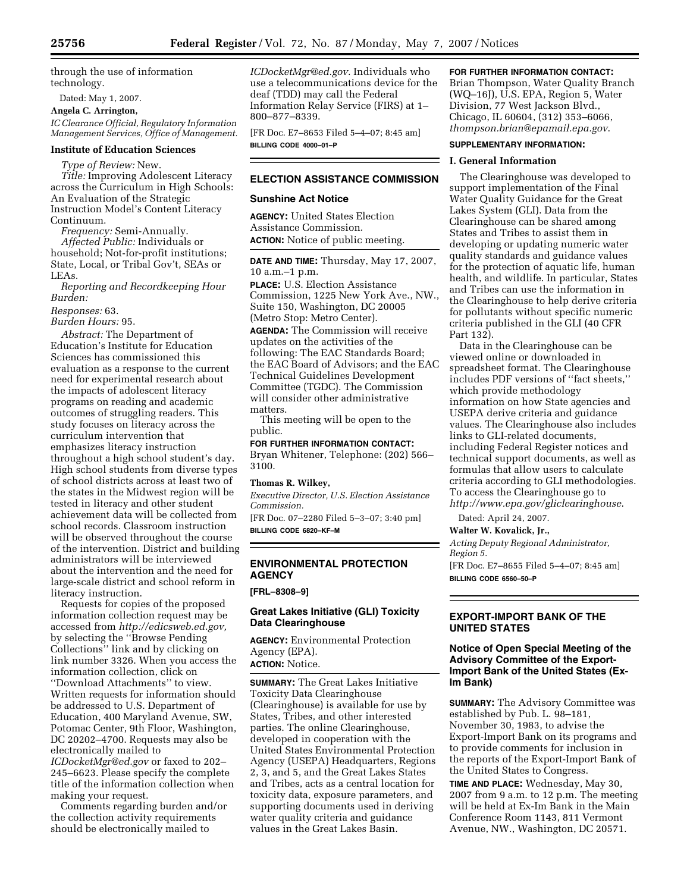through the use of information technology.

Dated: May 1, 2007.

**Angela C. Arrington,**

*IC Clearance Official, Regulatory Information Management Services, Office of Management.*

### Institute of Education Sciences

*Type of Review:* New.

*Title:* Improving Adolescent Literacy across the Curriculum in High Schools: An Evaluation of the Strategic Instruction Model's Content Literacy Continuum.

*Frequency:* Semi-Annually.

*Affected Public:* Individuals or household; Not-for-profit institutions; State, Local, or Tribal Gov't, SEAs or LEAs.

*Reporting and Recordkeeping Hour Burden:*

*Responses:* 63.

*Burden Hours:* 95.

*Abstract:* The Department of Education's Institute for Education Sciences has commissioned this evaluation as a response to the current need for experimental research about the impacts of adolescent literacy programs on reading and academic outcomes of struggling readers. This study focuses on literacy across the curriculum intervention that emphasizes literacy instruction throughout a high school student's day. High school students from diverse types of school districts across at least two of the states in the Midwest region will be tested in literacy and other student achievement data will be collected from school records. Classroom instruction will be observed throughout the course of the intervention. District and building administrators will be interviewed about the intervention and the need for large-scale district and school reform in literacy instruction.

Requests for copies of the proposed information collection request may be accessed from *http://edicsweb.ed.gov,* by selecting the ''Browse Pending Collections'' link and by clicking on link number 3326. When you access the information collection, click on ''Download Attachments'' to view. Written requests for information should be addressed to U.S. Department of Education, 400 Maryland Avenue, SW, Potomac Center, 9th Floor, Washington, DC 20202–4700. Requests may also be electronically mailed to *ICDocketMgr@ed.gov* or faxed to 202–245–6623. Please specify the complete title of the information collection when making your request.

Comments regarding burden and/or the collection activity requirements should be electronically mailed to *ICDocketMgr@ed.gov*. Individuals who use a telecommunications device for the deaf (TDD) may call the Federal Information Relay Service (FIRS) at 1–800–877–8339.

[FR Doc. E7–8653 Filed 5–4–07; 8:45 am]

**BILLING CODE 4000–01–P**

## ELECTION ASSISTANCE COMMISSION

### Sunshine Act Notice

**AGENCY:** United States Election Assistance Commission.

**ACTION:** Notice of public meeting.

**DATE AND TIME:** Thursday, May 17, 2007, 10 a.m.–1 p.m.

**PLACE:** U.S. Election Assistance Commission, 1225 New York Ave., NW., Suite 150, Washington, DC 20005 (Metro Stop: Metro Center).

**AGENDA:** The Commission will receive updates on the activities of the following: The EAC Standards Board; the EAC Board of Advisors; and the EAC Technical Guidelines Development Committee (TGDC). The Commission will consider other administrative matters.

This meeting will be open to the public.

**FOR FURTHER INFORMATION CONTACT:** Bryan Whitener, Telephone: (202) 566–3100.

**Thomas R. Wilkey,**

*Executive Director, U.S. Election Assistance Commission.*

[FR Doc. 07–2280 Filed 5–3–07; 3:40 pm]

**BILLING CODE 6820–KF–M**

## ENVIRONMENTAL PROTECTION AGENCY

**[FRL–8308–9]**

### Great Lakes Initiative (GLI) Toxicity Data Clearinghouse

**AGENCY:** Environmental Protection Agency (EPA).

**ACTION:** Notice.

**SUMMARY:** The Great Lakes Initiative Toxicity Data Clearinghouse (Clearinghouse) is available for use by States, Tribes, and other interested parties. The online Clearinghouse, developed in cooperation with the United States Environmental Protection Agency (USEPA) Headquarters, Regions 2, 3, and 5, and the Great Lakes States and Tribes, acts as a central location for toxicity data, exposure parameters, and supporting documents used in deriving water quality criteria and guidance values in the Great Lakes Basin.

**FOR FURTHER INFORMATION CONTACT:** Brian Thompson, Water Quality Branch (WQ–16J), U.S. EPA, Region 5, Water Division, 77 West Jackson Blvd., Chicago, IL 60604, (312) 353–6066, *thompson.brian@epamail.epa.gov.*

**SUPPLEMENTARY INFORMATION:**

### I. General Information

The Clearinghouse was developed to support implementation of the Final Water Quality Guidance for the Great Lakes System (GLI). Data from the Clearinghouse can be shared among States and Tribes to assist them in developing or updating numeric water quality standards and guidance values for the protection of aquatic life, human health, and wildlife. In particular, States and Tribes can use the information in the Clearinghouse to help derive criteria for pollutants without specific numeric criteria published in the GLI (40 CFR Part 132).

Data in the Clearinghouse can be viewed online or downloaded in spreadsheet format. The Clearinghouse includes PDF versions of ''fact sheets,'' which provide methodology information on how State agencies and USEPA derive criteria and guidance values. The Clearinghouse also includes links to GLI-related documents, including Federal Register notices and technical support documents, as well as formulas that allow users to calculate criteria according to GLI methodologies. To access the Clearinghouse go to *http://www.epa.gov/gliclearinghouse.*

Dated: April 24, 2007.

**Walter W. Kovalick, Jr.,**

*Acting Deputy Regional Administrator, Region 5.*

[FR Doc. E7–8655 Filed 5–4–07; 8:45 am]

**BILLING CODE 6560–50–P**

## EXPORT-IMPORT BANK OF THE UNITED STATES

### Notice of Open Special Meeting of the Advisory Committee of the Export-Import Bank of the United States (Ex-Im Bank)

**SUMMARY:** The Advisory Committee was established by Pub. L. 98–181, November 30, 1983, to advise the Export-Import Bank on its programs and to provide comments for inclusion in the reports of the Export-Import Bank of the United States to Congress.

**TIME AND PLACE:** Wednesday, May 30, 2007 from 9 a.m. to 12 p.m. The meeting will be held at Ex-Im Bank in the Main Conference Room 1143, 811 Vermont Avenue, NW., Washington, DC 20571.